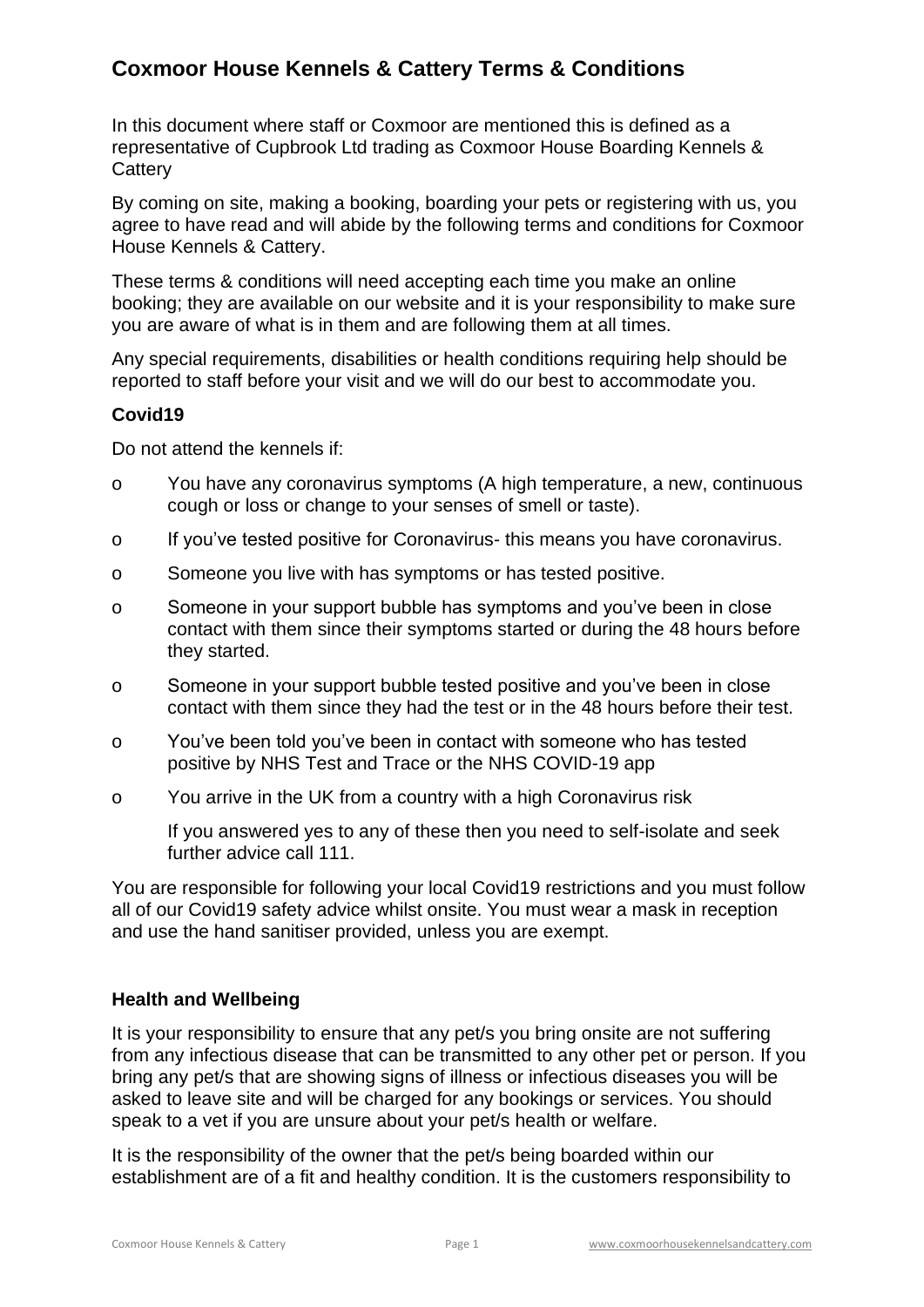# Coxmoor House Kennels & Cattery Terms & Conditions

In this document where staff or Coxmoor are mentioned this is defined as a representative of Cupbrook Ltd trading as Coxmoor House Boarding Kennels & Cattery

By coming on site, making a booking, boarding your pets or registering with us, you agree to have read and will abide by the following terms and conditions for Coxmoor House Kennels & Cattery.

These terms & conditions will need accepting each time you make an online booking; they are available on our website and it is your responsibility to make sure you are aware of what is in them and are following them at all times.

Any special requirements, disabilities or health conditions requiring help should be reported to staff before your visit and we will do our best to accommodate you.

### Covid19

Do not attend the kennels if:

- You have any coronavirus symptoms (A high temperature, a new, continuous cough or loss or change to your senses of smell or taste).
- If you've tested positive for Coronavirus- this means you have coronavirus.
- Someone you live with has symptoms or has tested positive.
- Someone in your support bubble has symptoms and you've been in close contact with them since their symptoms started or during the 48 hours before they started.
- Someone in your support bubble tested positive and you've been in close contact with them since they had the test or in the 48 hours before their test.
- You've been told you've been in contact with someone who has tested positive by NHS Test and Trace or the NHS COVID-19 app
- You arrive in the UK from a country with a high Coronavirus risk

  If you answered yes to any of these then you need to self-isolate and seek further advice call 111.

You are responsible for following your local Covid19 restrictions and you must follow all of our Covid19 safety advice whilst onsite. You must wear a mask in reception and use the hand sanitiser provided, unless you are exempt.

### Health and Wellbeing

It is your responsibility to ensure that any pet/s you bring onsite are not suffering from any infectious disease that can be transmitted to any other pet or person. If you bring any pet/s that are showing signs of illness or infectious diseases you will be asked to leave site and will be charged for any bookings or services. You should speak to a vet if you are unsure about your pet/s health or welfare.

It is the responsibility of the owner that the pet/s being boarded within our establishment are of a fit and healthy condition. It is the customers responsibility to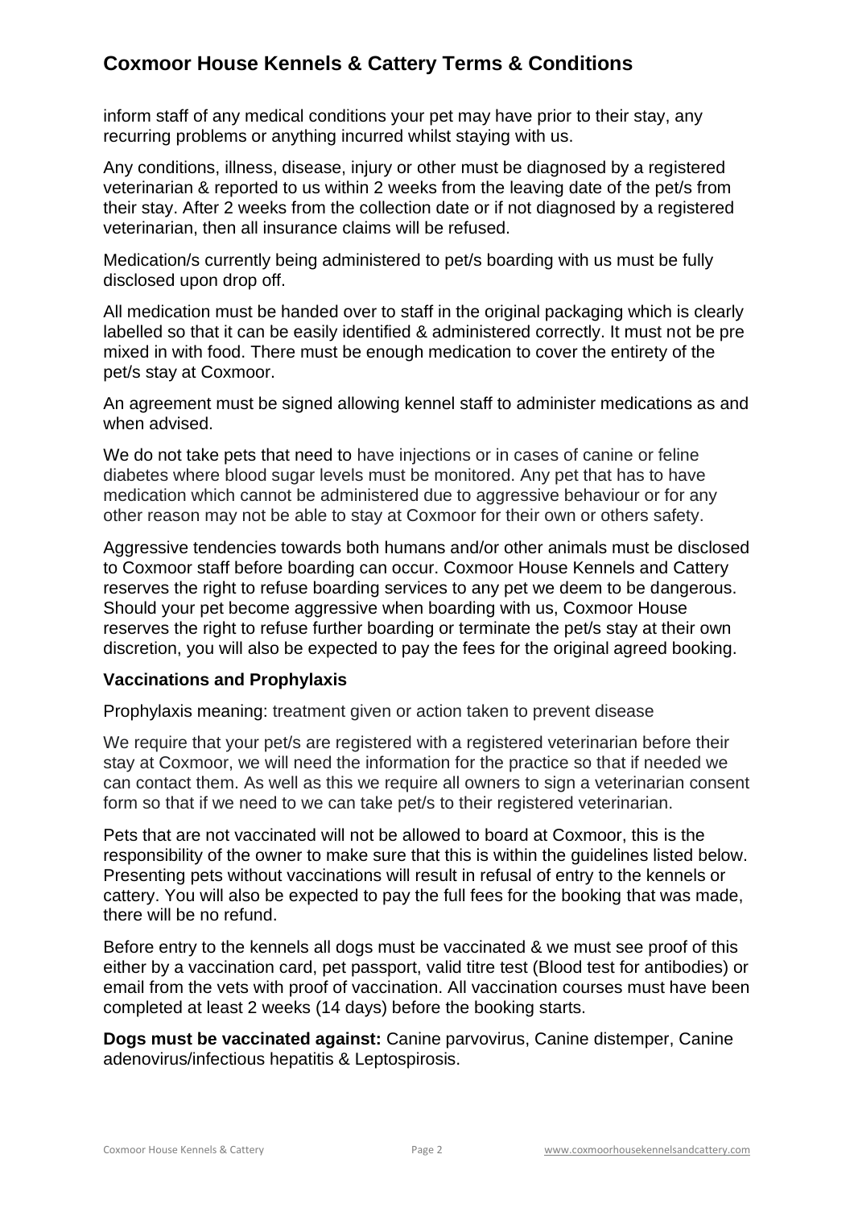inform staff of any medical conditions your pet may have prior to their stay, any recurring problems or anything incurred whilst staying with us.

Any conditions, illness, disease, injury or other must be diagnosed by a registered veterinarian & reported to us within 2 weeks from the leaving date of the pet/s from their stay. After 2 weeks from the collection date or if not diagnosed by a registered veterinarian, then all insurance claims will be refused.

Medication/s currently being administered to pet/s boarding with us must be fully disclosed upon drop off.

All medication must be handed over to staff in the original packaging which is clearly labelled so that it can be easily identified & administered correctly. It must not be pre mixed in with food. There must be enough medication to cover the entirety of the pet/s stay at Coxmoor.

An agreement must be signed allowing kennel staff to administer medications as and when advised.

We do not take pets that need to have injections or in cases of canine or feline diabetes where blood sugar levels must be monitored. Any pet that has to have medication which cannot be administered due to aggressive behaviour or for any other reason may not be able to stay at Coxmoor for their own or others safety.

Aggressive tendencies towards both humans and/or other animals must be disclosed to Coxmoor staff before boarding can occur. Coxmoor House Kennels and Cattery reserves the right to refuse boarding services to any pet we deem to be dangerous. Should your pet become aggressive when boarding with us, Coxmoor House reserves the right to refuse further boarding or terminate the pet/s stay at their own discretion, you will also be expected to pay the fees for the original agreed booking.

**Vaccinations and Prophylaxis**

Prophylaxis meaning: treatment given or action taken to prevent disease

We require that your pet/s are registered with a registered veterinarian before their stay at Coxmoor, we will need the information for the practice so that if needed we can contact them. As well as this we require all owners to sign a veterinarian consent form so that if we need to we can take pet/s to their registered veterinarian.

Pets that are not vaccinated will not be allowed to board at Coxmoor, this is the responsibility of the owner to make sure that this is within the guidelines listed below. Presenting pets without vaccinations will result in refusal of entry to the kennels or cattery. You will also be expected to pay the full fees for the booking that was made, there will be no refund.

Before entry to the kennels all dogs must be vaccinated & we must see proof of this either by a vaccination card, pet passport, valid titre test (Blood test for antibodies) or email from the vets with proof of vaccination. All vaccination courses must have been completed at least 2 weeks (14 days) before the booking starts.

**Dogs must be vaccinated against:** Canine parvovirus, Canine distemper, Canine adenovirus/infectious hepatitis & Leptospirosis.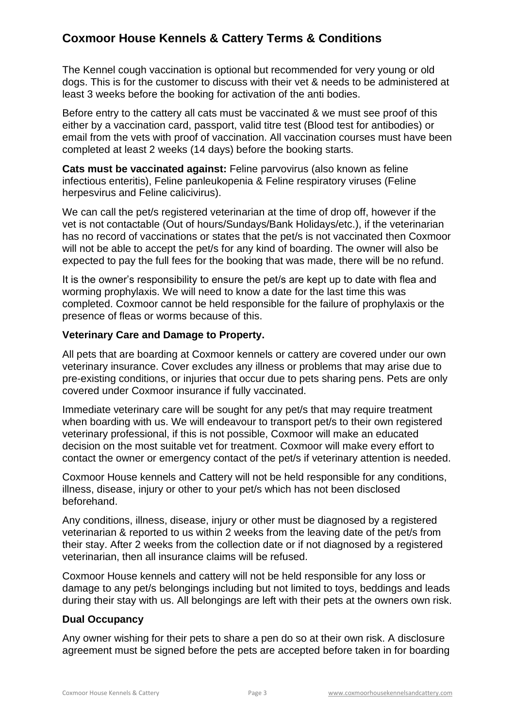The Kennel cough vaccination is optional but recommended for very young or old dogs. This is for the customer to discuss with their vet & needs to be administered at least 3 weeks before the booking for activation of the anti bodies.

Before entry to the cattery all cats must be vaccinated & we must see proof of this either by a vaccination card, passport, valid titre test (Blood test for antibodies) or email from the vets with proof of vaccination. All vaccination courses must have been completed at least 2 weeks (14 days) before the booking starts.

**Cats must be vaccinated against:** Feline parvovirus (also known as feline infectious enteritis), Feline panleukopenia & Feline respiratory viruses (Feline herpesvirus and Feline calicivirus).

We can call the pet/s registered veterinarian at the time of drop off, however if the vet is not contactable (Out of hours/Sundays/Bank Holidays/etc.), if the veterinarian has no record of vaccinations or states that the pet/s is not vaccinated then Coxmoor will not be able to accept the pet/s for any kind of boarding. The owner will also be expected to pay the full fees for the booking that was made, there will be no refund.

It is the owner's responsibility to ensure the pet/s are kept up to date with flea and worming prophylaxis. We will need to know a date for the last time this was completed. Coxmoor cannot be held responsible for the failure of prophylaxis or the presence of fleas or worms because of this.

### Veterinary Care and Damage to Property.

All pets that are boarding at Coxmoor kennels or cattery are covered under our own veterinary insurance. Cover excludes any illness or problems that may arise due to pre-existing conditions, or injuries that occur due to pets sharing pens. Pets are only covered under Coxmoor insurance if fully vaccinated.

Immediate veterinary care will be sought for any pet/s that may require treatment when boarding with us. We will endeavour to transport pet/s to their own registered veterinary professional, if this is not possible, Coxmoor will make an educated decision on the most suitable vet for treatment. Coxmoor will make every effort to contact the owner or emergency contact of the pet/s if veterinary attention is needed.

Coxmoor House kennels and Cattery will not be held responsible for any conditions, illness, disease, injury or other to your pet/s which has not been disclosed beforehand.

Any conditions, illness, disease, injury or other must be diagnosed by a registered veterinarian & reported to us within 2 weeks from the leaving date of the pet/s from their stay. After 2 weeks from the collection date or if not diagnosed by a registered veterinarian, then all insurance claims will be refused.

Coxmoor House kennels and cattery will not be held responsible for any loss or damage to any pet/s belongings including but not limited to toys, beddings and leads during their stay with us. All belongings are left with their pets at the owners own risk.

### Dual Occupancy

Any owner wishing for their pets to share a pen do so at their own risk. A disclosure agreement must be signed before the pets are accepted before taken in for boarding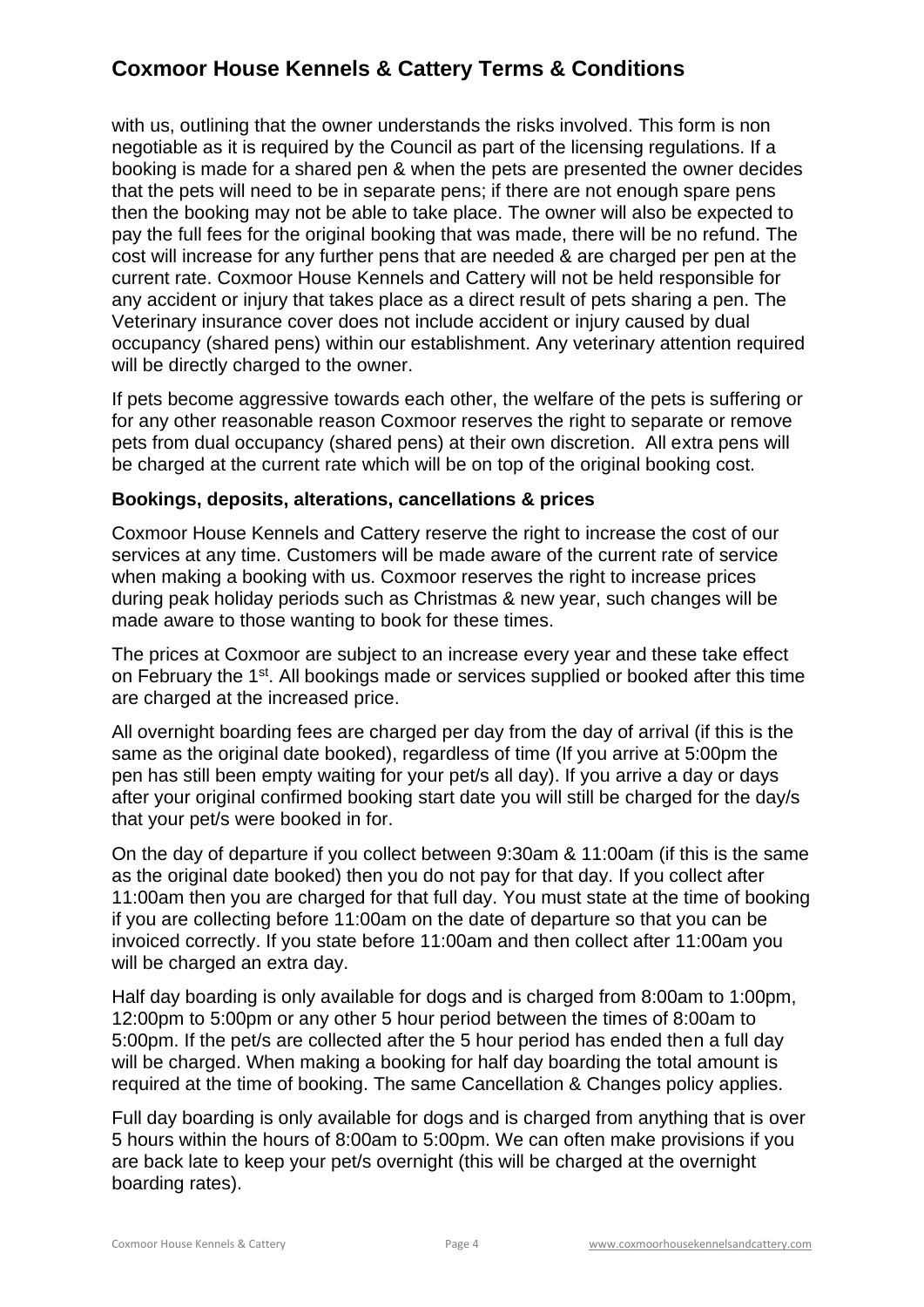with us, outlining that the owner understands the risks involved. This form is non negotiable as it is required by the Council as part of the licensing regulations. If a booking is made for a shared pen & when the pets are presented the owner decides that the pets will need to be in separate pens; if there are not enough spare pens then the booking may not be able to take place. The owner will also be expected to pay the full fees for the original booking that was made, there will be no refund. The cost will increase for any further pens that are needed & are charged per pen at the current rate. Coxmoor House Kennels and Cattery will not be held responsible for any accident or injury that takes place as a direct result of pets sharing a pen. The Veterinary insurance cover does not include accident or injury caused by dual occupancy (shared pens) within our establishment. Any veterinary attention required will be directly charged to the owner.

If pets become aggressive towards each other, the welfare of the pets is suffering or for any other reasonable reason Coxmoor reserves the right to separate or remove pets from dual occupancy (shared pens) at their own discretion. All extra pens will be charged at the current rate which will be on top of the original booking cost.

### Bookings, deposits, alterations, cancellations & prices

Coxmoor House Kennels and Cattery reserve the right to increase the cost of our services at any time. Customers will be made aware of the current rate of service when making a booking with us. Coxmoor reserves the right to increase prices during peak holiday periods such as Christmas & new year, such changes will be made aware to those wanting to book for these times.

The prices at Coxmoor are subject to an increase every year and these take effect on February the 1st. All bookings made or services supplied or booked after this time are charged at the increased price.

All overnight boarding fees are charged per day from the day of arrival (if this is the same as the original date booked), regardless of time (If you arrive at 5:00pm the pen has still been empty waiting for your pet/s all day). If you arrive a day or days after your original confirmed booking start date you will still be charged for the day/s that your pet/s were booked in for.

On the day of departure if you collect between 9:30am & 11:00am (if this is the same as the original date booked) then you do not pay for that day. If you collect after 11:00am then you are charged for that full day. You must state at the time of booking if you are collecting before 11:00am on the date of departure so that you can be invoiced correctly. If you state before 11:00am and then collect after 11:00am you will be charged an extra day.

Half day boarding is only available for dogs and is charged from 8:00am to 1:00pm, 12:00pm to 5:00pm or any other 5 hour period between the times of 8:00am to 5:00pm. If the pet/s are collected after the 5 hour period has ended then a full day will be charged. When making a booking for half day boarding the total amount is required at the time of booking. The same Cancellation & Changes policy applies.

Full day boarding is only available for dogs and is charged from anything that is over 5 hours within the hours of 8:00am to 5:00pm. We can often make provisions if you are back late to keep your pet/s overnight (this will be charged at the overnight boarding rates).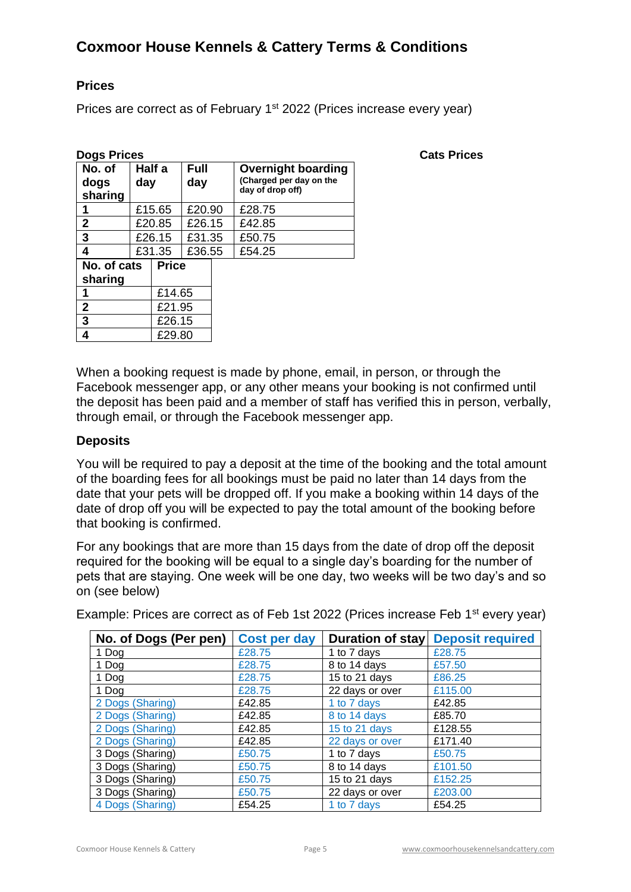# Coxmoor House Kennels & Cattery Terms & Conditions

## Prices

Prices are correct as of February 1st 2022 (Prices increase every year)

**Dogs Prices**

| No. of dogs sharing | Half a day | Full day | Overnight boarding (Charged per day on the day of drop off) |
|---|---|---|---|
| 1 | £15.65 | £20.90 | £28.75 |
| 2 | £20.85 | £26.15 | £42.85 |
| 3 | £26.15 | £31.35 | £50.75 |
| 4 | £31.35 | £36.55 | £54.25 |

**Cats Prices**

| No. of cats sharing | Price |
|---|---|
| 1 | £14.65 |
| 2 | £21.95 |
| 3 | £26.15 |
| 4 | £29.80 |

When a booking request is made by phone, email, in person, or through the Facebook messenger app, or any other means your booking is not confirmed until the deposit has been paid and a member of staff has verified this in person, verbally, through email, or through the Facebook messenger app.

## Deposits

You will be required to pay a deposit at the time of the booking and the total amount of the boarding fees for all bookings must be paid no later than 14 days from the date that your pets will be dropped off. If you make a booking within 14 days of the date of drop off you will be expected to pay the total amount of the booking before that booking is confirmed.

For any bookings that are more than 15 days from the date of drop off the deposit required for the booking will be equal to a single day's boarding for the number of pets that are staying. One week will be one day, two weeks will be two day's and so on (see below)

Example: Prices are correct as of Feb 1st 2022 (Prices increase Feb 1st every year)

| No. of Dogs (Per pen) | Cost per day | Duration of stay | Deposit required |
|---|---|---|---|
| 1 Dog | £28.75 | 1 to 7 days | £28.75 |
| 1 Dog | £28.75 | 8 to 14 days | £57.50 |
| 1 Dog | £28.75 | 15 to 21 days | £86.25 |
| 1 Dog | £28.75 | 22 days or over | £115.00 |
| 2 Dogs (Sharing) | £42.85 | 1 to 7 days | £42.85 |
| 2 Dogs (Sharing) | £42.85 | 8 to 14 days | £85.70 |
| 2 Dogs (Sharing) | £42.85 | 15 to 21 days | £128.55 |
| 2 Dogs (Sharing) | £42.85 | 22 days or over | £171.40 |
| 3 Dogs (Sharing) | £50.75 | 1 to 7 days | £50.75 |
| 3 Dogs (Sharing) | £50.75 | 8 to 14 days | £101.50 |
| 3 Dogs (Sharing) | £50.75 | 15 to 21 days | £152.25 |
| 3 Dogs (Sharing) | £50.75 | 22 days or over | £203.00 |
| 4 Dogs (Sharing) | £54.25 | 1 to 7 days | £54.25 |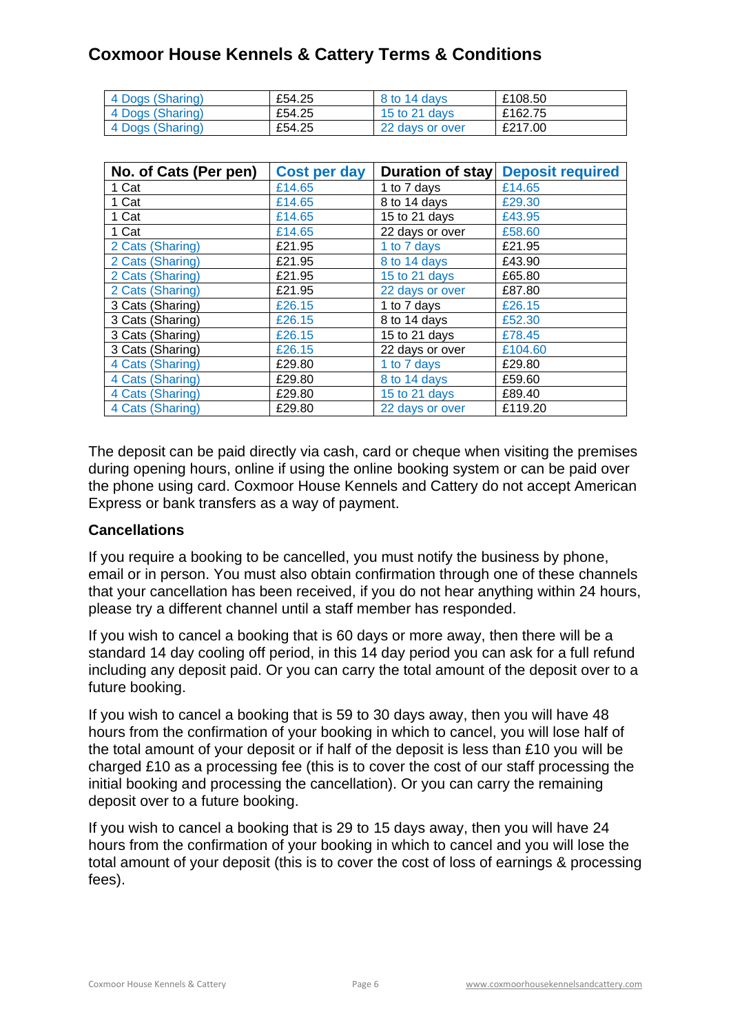# Coxmoor House Kennels & Cattery Terms & Conditions

| | | | |
|---|---|---|---|
| 4 Dogs (Sharing) | £54.25 | 8 to 14 days | £108.50 |
| 4 Dogs (Sharing) | £54.25 | 15 to 21 days | £162.75 |
| 4 Dogs (Sharing) | £54.25 | 22 days or over | £217.00 |

| No. of Cats (Per pen) | Cost per day | Duration of stay | Deposit required |
|---|---|---|---|
| 1 Cat | £14.65 | 1 to 7 days | £14.65 |
| 1 Cat | £14.65 | 8 to 14 days | £29.30 |
| 1 Cat | £14.65 | 15 to 21 days | £43.95 |
| 1 Cat | £14.65 | 22 days or over | £58.60 |
| 2 Cats (Sharing) | £21.95 | 1 to 7 days | £21.95 |
| 2 Cats (Sharing) | £21.95 | 8 to 14 days | £43.90 |
| 2 Cats (Sharing) | £21.95 | 15 to 21 days | £65.80 |
| 2 Cats (Sharing) | £21.95 | 22 days or over | £87.80 |
| 3 Cats (Sharing) | £26.15 | 1 to 7 days | £26.15 |
| 3 Cats (Sharing) | £26.15 | 8 to 14 days | £52.30 |
| 3 Cats (Sharing) | £26.15 | 15 to 21 days | £78.45 |
| 3 Cats (Sharing) | £26.15 | 22 days or over | £104.60 |
| 4 Cats (Sharing) | £29.80 | 1 to 7 days | £29.80 |
| 4 Cats (Sharing) | £29.80 | 8 to 14 days | £59.60 |
| 4 Cats (Sharing) | £29.80 | 15 to 21 days | £89.40 |
| 4 Cats (Sharing) | £29.80 | 22 days or over | £119.20 |

The deposit can be paid directly via cash, card or cheque when visiting the premises during opening hours, online if using the online booking system or can be paid over the phone using card. Coxmoor House Kennels and Cattery do not accept American Express or bank transfers as a way of payment.

### Cancellations

If you require a booking to be cancelled, you must notify the business by phone, email or in person. You must also obtain confirmation through one of these channels that your cancellation has been received, if you do not hear anything within 24 hours, please try a different channel until a staff member has responded.

If you wish to cancel a booking that is 60 days or more away, then there will be a standard 14 day cooling off period, in this 14 day period you can ask for a full refund including any deposit paid. Or you can carry the total amount of the deposit over to a future booking.

If you wish to cancel a booking that is 59 to 30 days away, then you will have 48 hours from the confirmation of your booking in which to cancel, you will lose half of the total amount of your deposit or if half of the deposit is less than £10 you will be charged £10 as a processing fee (this is to cover the cost of our staff processing the initial booking and processing the cancellation). Or you can carry the remaining deposit over to a future booking.

If you wish to cancel a booking that is 29 to 15 days away, then you will have 24 hours from the confirmation of your booking in which to cancel and you will lose the total amount of your deposit (this is to cover the cost of loss of earnings & processing fees).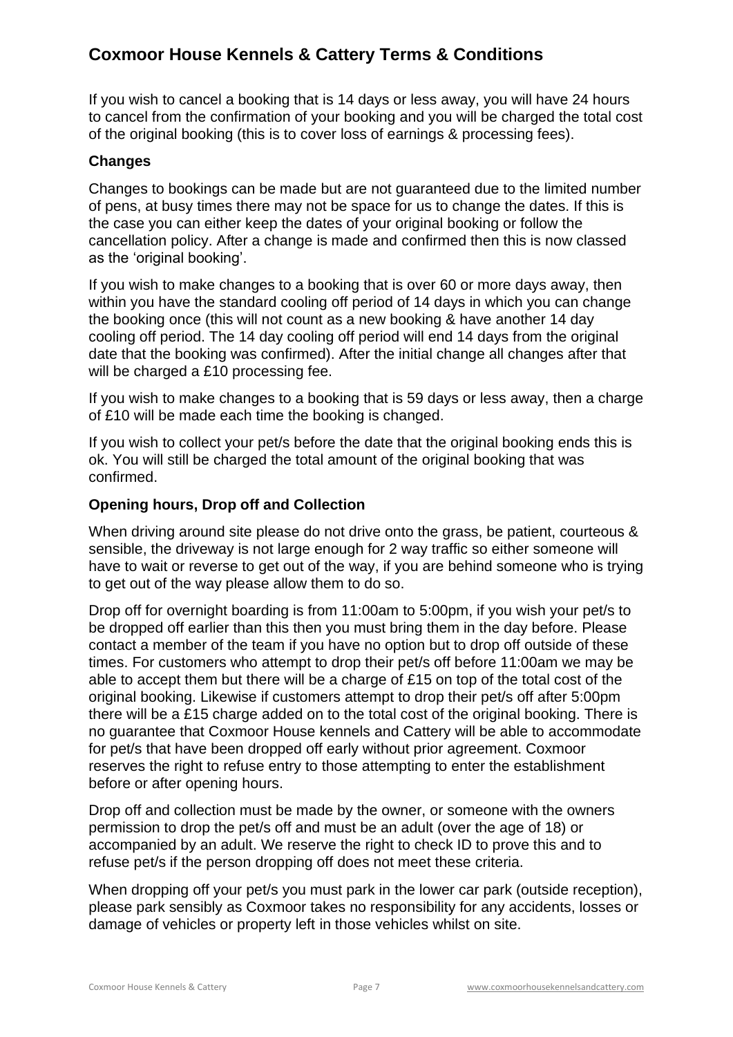# Coxmoor House Kennels & Cattery Terms & Conditions

If you wish to cancel a booking that is 14 days or less away, you will have 24 hours to cancel from the confirmation of your booking and you will be charged the total cost of the original booking (this is to cover loss of earnings & processing fees).

### Changes

Changes to bookings can be made but are not guaranteed due to the limited number of pens, at busy times there may not be space for us to change the dates. If this is the case you can either keep the dates of your original booking or follow the cancellation policy. After a change is made and confirmed then this is now classed as the 'original booking'.

If you wish to make changes to a booking that is over 60 or more days away, then within you have the standard cooling off period of 14 days in which you can change the booking once (this will not count as a new booking & have another 14 day cooling off period. The 14 day cooling off period will end 14 days from the original date that the booking was confirmed). After the initial change all changes after that will be charged a £10 processing fee.

If you wish to make changes to a booking that is 59 days or less away, then a charge of £10 will be made each time the booking is changed.

If you wish to collect your pet/s before the date that the original booking ends this is ok. You will still be charged the total amount of the original booking that was confirmed.

### Opening hours, Drop off and Collection

When driving around site please do not drive onto the grass, be patient, courteous & sensible, the driveway is not large enough for 2 way traffic so either someone will have to wait or reverse to get out of the way, if you are behind someone who is trying to get out of the way please allow them to do so.

Drop off for overnight boarding is from 11:00am to 5:00pm, if you wish your pet/s to be dropped off earlier than this then you must bring them in the day before. Please contact a member of the team if you have no option but to drop off outside of these times. For customers who attempt to drop their pet/s off before 11:00am we may be able to accept them but there will be a charge of £15 on top of the total cost of the original booking. Likewise if customers attempt to drop their pet/s off after 5:00pm there will be a £15 charge added on to the total cost of the original booking. There is no guarantee that Coxmoor House kennels and Cattery will be able to accommodate for pet/s that have been dropped off early without prior agreement. Coxmoor reserves the right to refuse entry to those attempting to enter the establishment before or after opening hours.

Drop off and collection must be made by the owner, or someone with the owners permission to drop the pet/s off and must be an adult (over the age of 18) or accompanied by an adult. We reserve the right to check ID to prove this and to refuse pet/s if the person dropping off does not meet these criteria.

When dropping off your pet/s you must park in the lower car park (outside reception), please park sensibly as Coxmoor takes no responsibility for any accidents, losses or damage of vehicles or property left in those vehicles whilst on site.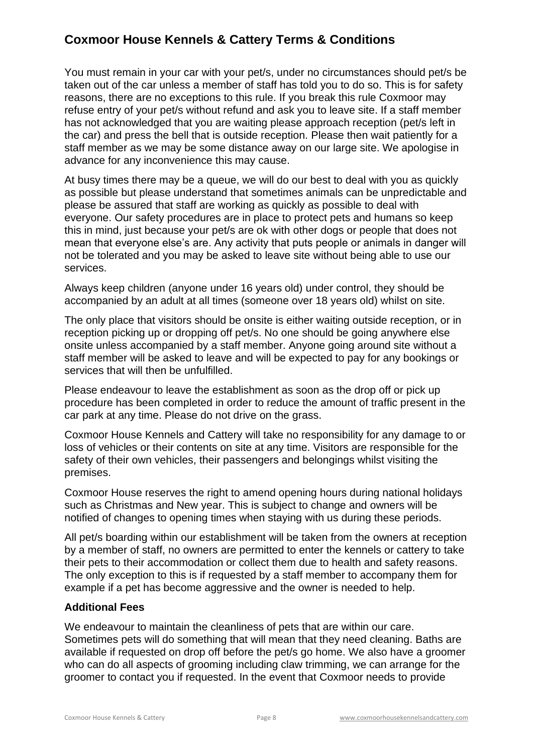## Coxmoor House Kennels & Cattery Terms & Conditions

You must remain in your car with your pet/s, under no circumstances should pet/s be taken out of the car unless a member of staff has told you to do so. This is for safety reasons, there are no exceptions to this rule. If you break this rule Coxmoor may refuse entry of your pet/s without refund and ask you to leave site. If a staff member has not acknowledged that you are waiting please approach reception (pet/s left in the car) and press the bell that is outside reception. Please then wait patiently for a staff member as we may be some distance away on our large site. We apologise in advance for any inconvenience this may cause.

At busy times there may be a queue, we will do our best to deal with you as quickly as possible but please understand that sometimes animals can be unpredictable and please be assured that staff are working as quickly as possible to deal with everyone. Our safety procedures are in place to protect pets and humans so keep this in mind, just because your pet/s are ok with other dogs or people that does not mean that everyone else's are. Any activity that puts people or animals in danger will not be tolerated and you may be asked to leave site without being able to use our services.

Always keep children (anyone under 16 years old) under control, they should be accompanied by an adult at all times (someone over 18 years old) whilst on site.

The only place that visitors should be onsite is either waiting outside reception, or in reception picking up or dropping off pet/s. No one should be going anywhere else onsite unless accompanied by a staff member. Anyone going around site without a staff member will be asked to leave and will be expected to pay for any bookings or services that will then be unfulfilled.

Please endeavour to leave the establishment as soon as the drop off or pick up procedure has been completed in order to reduce the amount of traffic present in the car park at any time. Please do not drive on the grass.

Coxmoor House Kennels and Cattery will take no responsibility for any damage to or loss of vehicles or their contents on site at any time. Visitors are responsible for the safety of their own vehicles, their passengers and belongings whilst visiting the premises.

Coxmoor House reserves the right to amend opening hours during national holidays such as Christmas and New year. This is subject to change and owners will be notified of changes to opening times when staying with us during these periods.

All pet/s boarding within our establishment will be taken from the owners at reception by a member of staff, no owners are permitted to enter the kennels or cattery to take their pets to their accommodation or collect them due to health and safety reasons. The only exception to this is if requested by a staff member to accompany them for example if a pet has become aggressive and the owner is needed to help.

### Additional Fees

We endeavour to maintain the cleanliness of pets that are within our care. Sometimes pets will do something that will mean that they need cleaning. Baths are available if requested on drop off before the pet/s go home. We also have a groomer who can do all aspects of grooming including claw trimming, we can arrange for the groomer to contact you if requested. In the event that Coxmoor needs to provide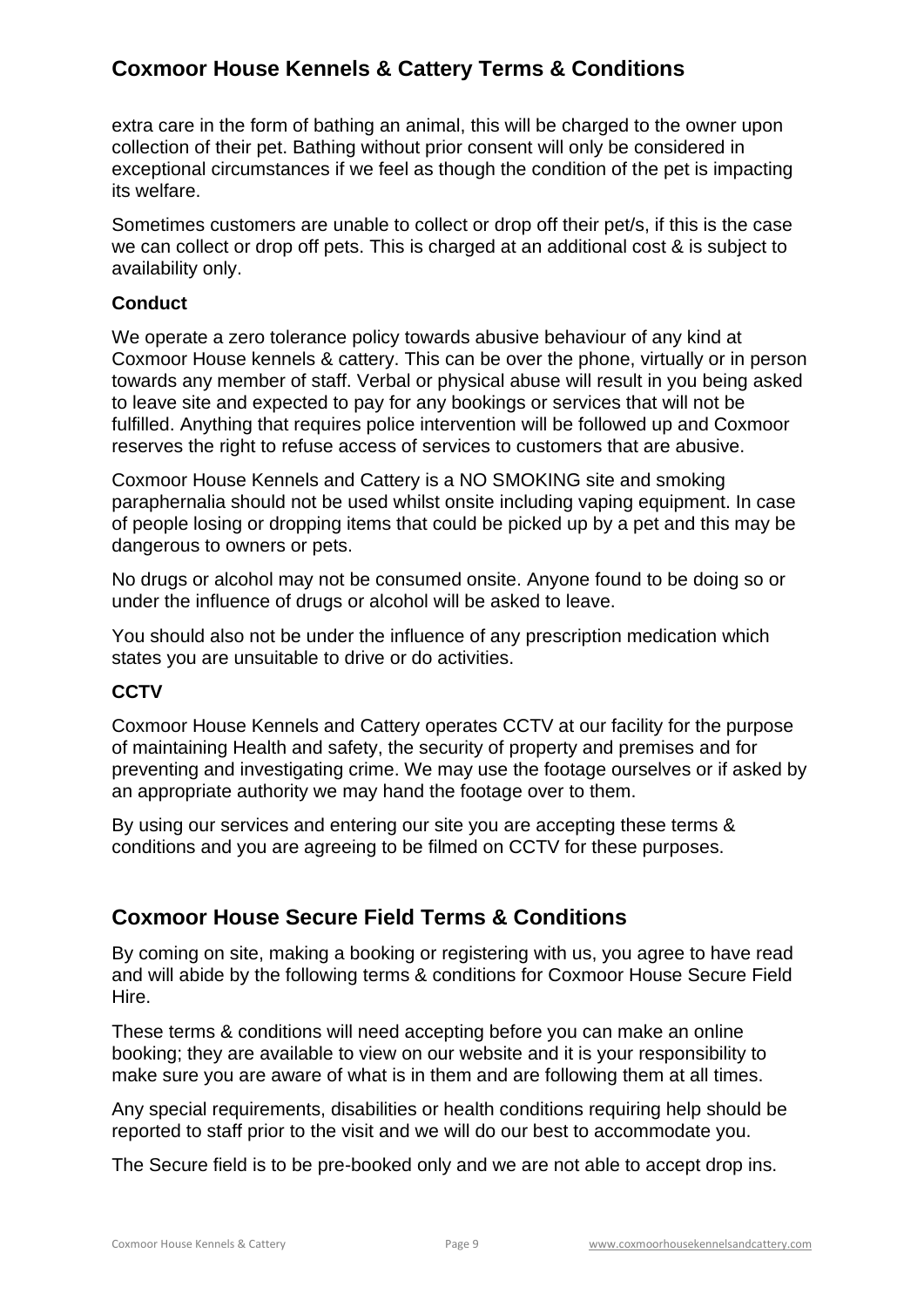extra care in the form of bathing an animal, this will be charged to the owner upon collection of their pet. Bathing without prior consent will only be considered in exceptional circumstances if we feel as though the condition of the pet is impacting its welfare.

Sometimes customers are unable to collect or drop off their pet/s, if this is the case we can collect or drop off pets. This is charged at an additional cost & is subject to availability only.

### Conduct

We operate a zero tolerance policy towards abusive behaviour of any kind at Coxmoor House kennels & cattery. This can be over the phone, virtually or in person towards any member of staff. Verbal or physical abuse will result in you being asked to leave site and expected to pay for any bookings or services that will not be fulfilled. Anything that requires police intervention will be followed up and Coxmoor reserves the right to refuse access of services to customers that are abusive.

Coxmoor House Kennels and Cattery is a NO SMOKING site and smoking paraphernalia should not be used whilst onsite including vaping equipment. In case of people losing or dropping items that could be picked up by a pet and this may be dangerous to owners or pets.

No drugs or alcohol may not be consumed onsite. Anyone found to be doing so or under the influence of drugs or alcohol will be asked to leave.

You should also not be under the influence of any prescription medication which states you are unsuitable to drive or do activities.

### CCTV

Coxmoor House Kennels and Cattery operates CCTV at our facility for the purpose of maintaining Health and safety, the security of property and premises and for preventing and investigating crime. We may use the footage ourselves or if asked by an appropriate authority we may hand the footage over to them.

By using our services and entering our site you are accepting these terms & conditions and you are agreeing to be filmed on CCTV for these purposes.

## Coxmoor House Secure Field Terms & Conditions

By coming on site, making a booking or registering with us, you agree to have read and will abide by the following terms & conditions for Coxmoor House Secure Field Hire.

These terms & conditions will need accepting before you can make an online booking; they are available to view on our website and it is your responsibility to make sure you are aware of what is in them and are following them at all times.

Any special requirements, disabilities or health conditions requiring help should be reported to staff prior to the visit and we will do our best to accommodate you.

The Secure field is to be pre-booked only and we are not able to accept drop ins.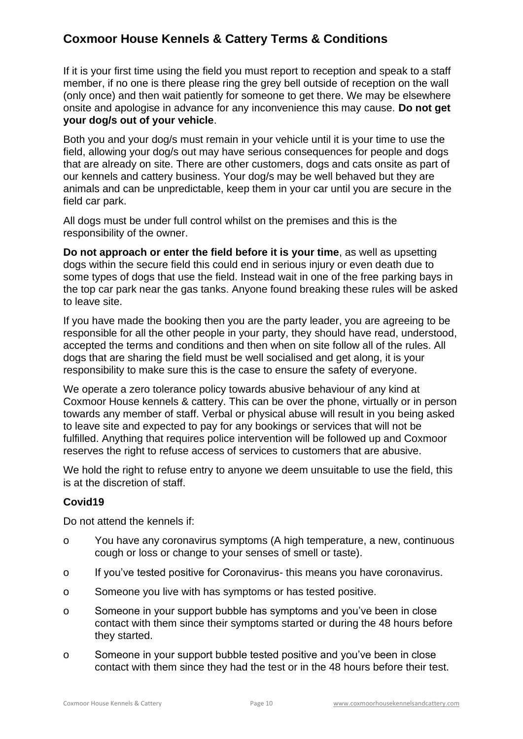## Coxmoor House Kennels & Cattery Terms & Conditions

If it is your first time using the field you must report to reception and speak to a staff member, if no one is there please ring the grey bell outside of reception on the wall (only once) and then wait patiently for someone to get there. We may be elsewhere onsite and apologise in advance for any inconvenience this may cause. **Do not get your dog/s out of your vehicle**.

Both you and your dog/s must remain in your vehicle until it is your time to use the field, allowing your dog/s out may have serious consequences for people and dogs that are already on site. There are other customers, dogs and cats onsite as part of our kennels and cattery business. Your dog/s may be well behaved but they are animals and can be unpredictable, keep them in your car until you are secure in the field car park.

All dogs must be under full control whilst on the premises and this is the responsibility of the owner.

**Do not approach or enter the field before it is your time**, as well as upsetting dogs within the secure field this could end in serious injury or even death due to some types of dogs that use the field. Instead wait in one of the free parking bays in the top car park near the gas tanks. Anyone found breaking these rules will be asked to leave site.

If you have made the booking then you are the party leader, you are agreeing to be responsible for all the other people in your party, they should have read, understood, accepted the terms and conditions and then when on site follow all of the rules. All dogs that are sharing the field must be well socialised and get along, it is your responsibility to make sure this is the case to ensure the safety of everyone.

We operate a zero tolerance policy towards abusive behaviour of any kind at Coxmoor House kennels & cattery. This can be over the phone, virtually or in person towards any member of staff. Verbal or physical abuse will result in you being asked to leave site and expected to pay for any bookings or services that will not be fulfilled. Anything that requires police intervention will be followed up and Coxmoor reserves the right to refuse access of services to customers that are abusive.

We hold the right to refuse entry to anyone we deem unsuitable to use the field, this is at the discretion of staff.

### Covid19

Do not attend the kennels if:

- You have any coronavirus symptoms (A high temperature, a new, continuous cough or loss or change to your senses of smell or taste).
- If you've tested positive for Coronavirus- this means you have coronavirus.
- Someone you live with has symptoms or has tested positive.
- Someone in your support bubble has symptoms and you've been in close contact with them since their symptoms started or during the 48 hours before they started.
- Someone in your support bubble tested positive and you've been in close contact with them since they had the test or in the 48 hours before their test.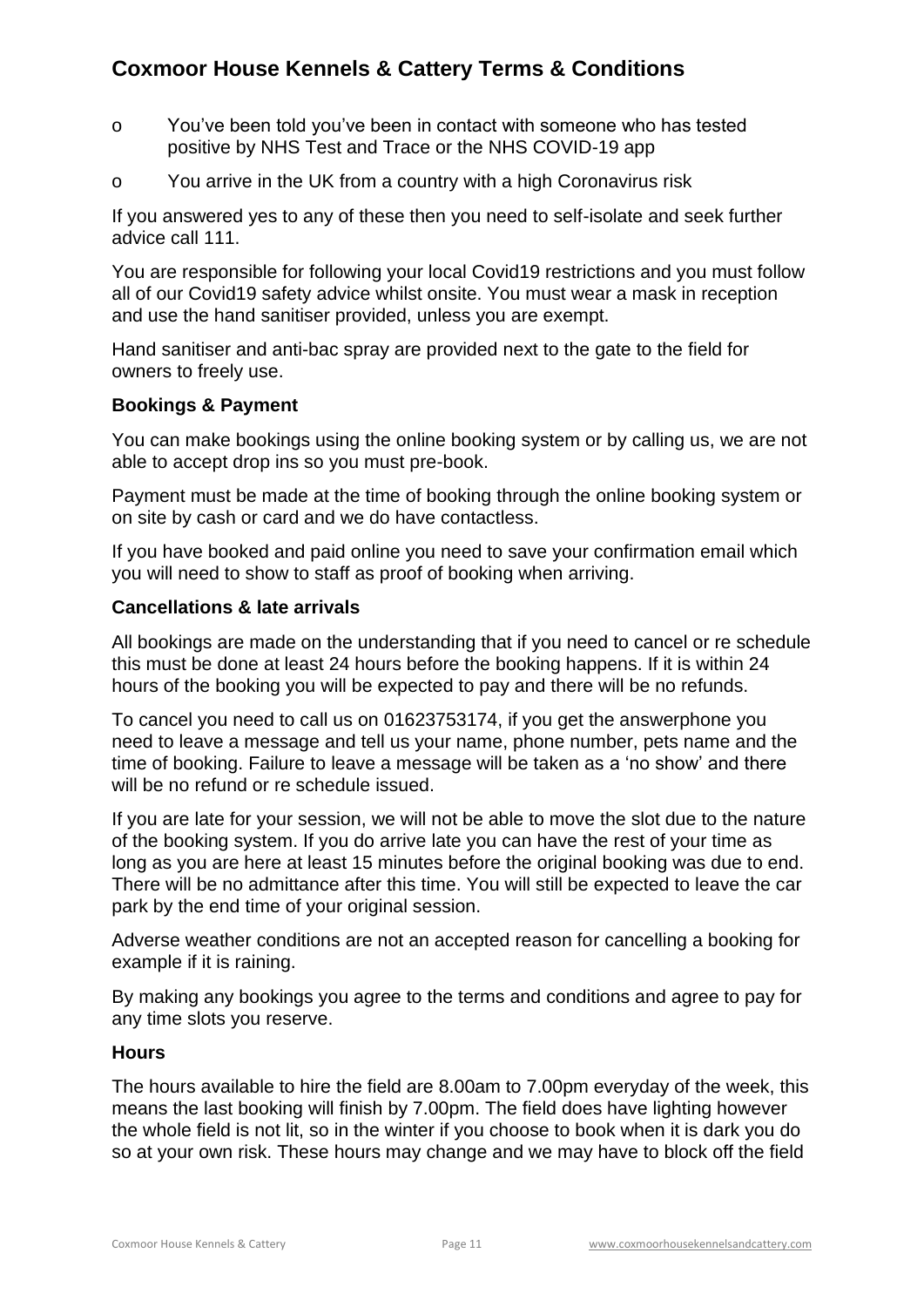# Coxmoor House Kennels & Cattery Terms & Conditions

- You've been told you've been in contact with someone who has tested positive by NHS Test and Trace or the NHS COVID-19 app
- You arrive in the UK from a country with a high Coronavirus risk

If you answered yes to any of these then you need to self-isolate and seek further advice call 111.

You are responsible for following your local Covid19 restrictions and you must follow all of our Covid19 safety advice whilst onsite. You must wear a mask in reception and use the hand sanitiser provided, unless you are exempt.

Hand sanitiser and anti-bac spray are provided next to the gate to the field for owners to freely use.

**Bookings & Payment**

You can make bookings using the online booking system or by calling us, we are not able to accept drop ins so you must pre-book.

Payment must be made at the time of booking through the online booking system or on site by cash or card and we do have contactless.

If you have booked and paid online you need to save your confirmation email which you will need to show to staff as proof of booking when arriving.

**Cancellations & late arrivals**

All bookings are made on the understanding that if you need to cancel or re schedule this must be done at least 24 hours before the booking happens. If it is within 24 hours of the booking you will be expected to pay and there will be no refunds.

To cancel you need to call us on 01623753174, if you get the answerphone you need to leave a message and tell us your name, phone number, pets name and the time of booking. Failure to leave a message will be taken as a 'no show' and there will be no refund or re schedule issued.

If you are late for your session, we will not be able to move the slot due to the nature of the booking system. If you do arrive late you can have the rest of your time as long as you are here at least 15 minutes before the original booking was due to end. There will be no admittance after this time. You will still be expected to leave the car park by the end time of your original session.

Adverse weather conditions are not an accepted reason for cancelling a booking for example if it is raining.

By making any bookings you agree to the terms and conditions and agree to pay for any time slots you reserve.

**Hours**

The hours available to hire the field are 8.00am to 7.00pm everyday of the week, this means the last booking will finish by 7.00pm. The field does have lighting however the whole field is not lit, so in the winter if you choose to book when it is dark you do so at your own risk. These hours may change and we may have to block off the field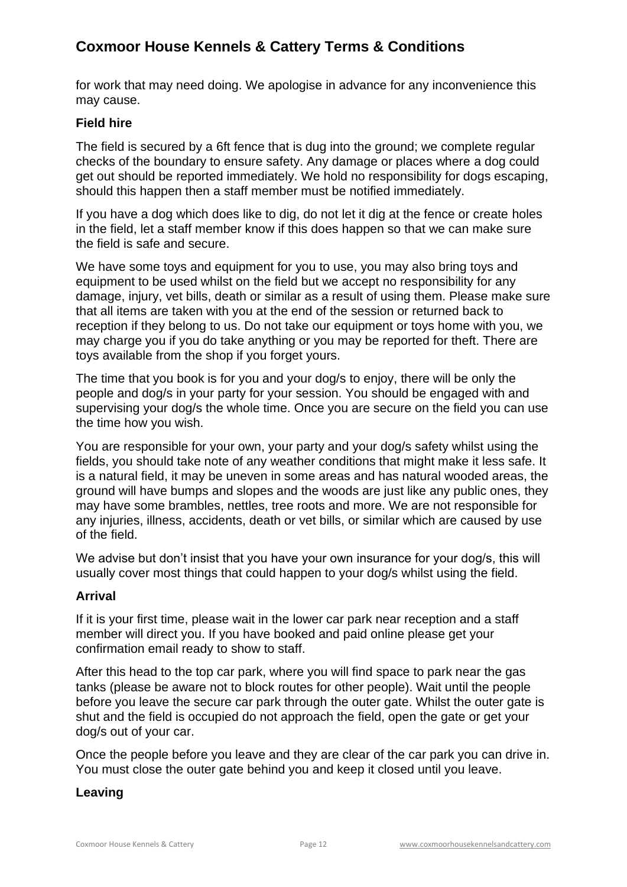for work that may need doing. We apologise in advance for any inconvenience this may cause.

### Field hire

The field is secured by a 6ft fence that is dug into the ground; we complete regular checks of the boundary to ensure safety. Any damage or places where a dog could get out should be reported immediately. We hold no responsibility for dogs escaping, should this happen then a staff member must be notified immediately.

If you have a dog which does like to dig, do not let it dig at the fence or create holes in the field, let a staff member know if this does happen so that we can make sure the field is safe and secure.

We have some toys and equipment for you to use, you may also bring toys and equipment to be used whilst on the field but we accept no responsibility for any damage, injury, vet bills, death or similar as a result of using them. Please make sure that all items are taken with you at the end of the session or returned back to reception if they belong to us. Do not take our equipment or toys home with you, we may charge you if you do take anything or you may be reported for theft. There are toys available from the shop if you forget yours.

The time that you book is for you and your dog/s to enjoy, there will be only the people and dog/s in your party for your session. You should be engaged with and supervising your dog/s the whole time. Once you are secure on the field you can use the time how you wish.

You are responsible for your own, your party and your dog/s safety whilst using the fields, you should take note of any weather conditions that might make it less safe. It is a natural field, it may be uneven in some areas and has natural wooded areas, the ground will have bumps and slopes and the woods are just like any public ones, they may have some brambles, nettles, tree roots and more. We are not responsible for any injuries, illness, accidents, death or vet bills, or similar which are caused by use of the field.

We advise but don't insist that you have your own insurance for your dog/s, this will usually cover most things that could happen to your dog/s whilst using the field.

### Arrival

If it is your first time, please wait in the lower car park near reception and a staff member will direct you. If you have booked and paid online please get your confirmation email ready to show to staff.

After this head to the top car park, where you will find space to park near the gas tanks (please be aware not to block routes for other people). Wait until the people before you leave the secure car park through the outer gate. Whilst the outer gate is shut and the field is occupied do not approach the field, open the gate or get your dog/s out of your car.

Once the people before you leave and they are clear of the car park you can drive in. You must close the outer gate behind you and keep it closed until you leave.

### Leaving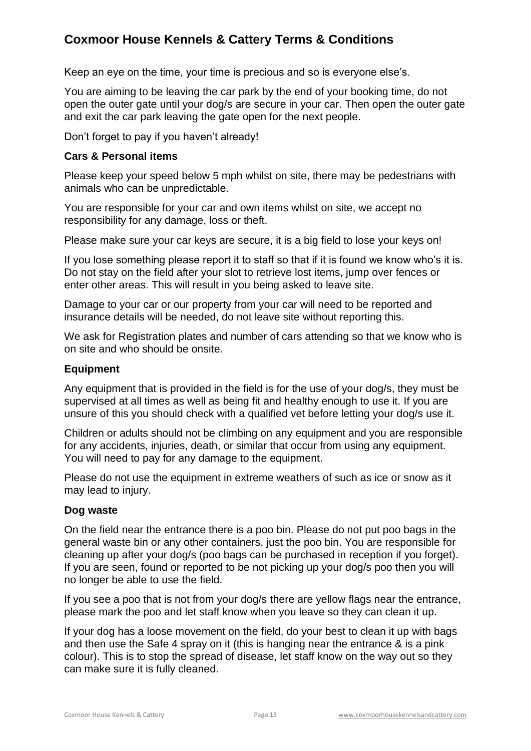# Coxmoor House Kennels & Cattery Terms & Conditions

Keep an eye on the time, your time is precious and so is everyone else's.

You are aiming to be leaving the car park by the end of your booking time, do not open the outer gate until your dog/s are secure in your car. Then open the outer gate and exit the car park leaving the gate open for the next people.

Don't forget to pay if you haven't already!

### Cars & Personal items

Please keep your speed below 5 mph whilst on site, there may be pedestrians with animals who can be unpredictable.

You are responsible for your car and own items whilst on site, we accept no responsibility for any damage, loss or theft.

Please make sure your car keys are secure, it is a big field to lose your keys on!

If you lose something please report it to staff so that if it is found we know who's it is. Do not stay on the field after your slot to retrieve lost items, jump over fences or enter other areas. This will result in you being asked to leave site.

Damage to your car or our property from your car will need to be reported and insurance details will be needed, do not leave site without reporting this.

We ask for Registration plates and number of cars attending so that we know who is on site and who should be onsite.

### Equipment

Any equipment that is provided in the field is for the use of your dog/s, they must be supervised at all times as well as being fit and healthy enough to use it. If you are unsure of this you should check with a qualified vet before letting your dog/s use it.

Children or adults should not be climbing on any equipment and you are responsible for any accidents, injuries, death, or similar that occur from using any equipment. You will need to pay for any damage to the equipment.

Please do not use the equipment in extreme weathers of such as ice or snow as it may lead to injury.

### Dog waste

On the field near the entrance there is a poo bin. Please do not put poo bags in the general waste bin or any other containers, just the poo bin. You are responsible for cleaning up after your dog/s (poo bags can be purchased in reception if you forget). If you are seen, found or reported to be not picking up your dog/s poo then you will no longer be able to use the field.

If you see a poo that is not from your dog/s there are yellow flags near the entrance, please mark the poo and let staff know when you leave so they can clean it up.

If your dog has a loose movement on the field, do your best to clean it up with bags and then use the Safe 4 spray on it (this is hanging near the entrance & is a pink colour). This is to stop the spread of disease, let staff know on the way out so they can make sure it is fully cleaned.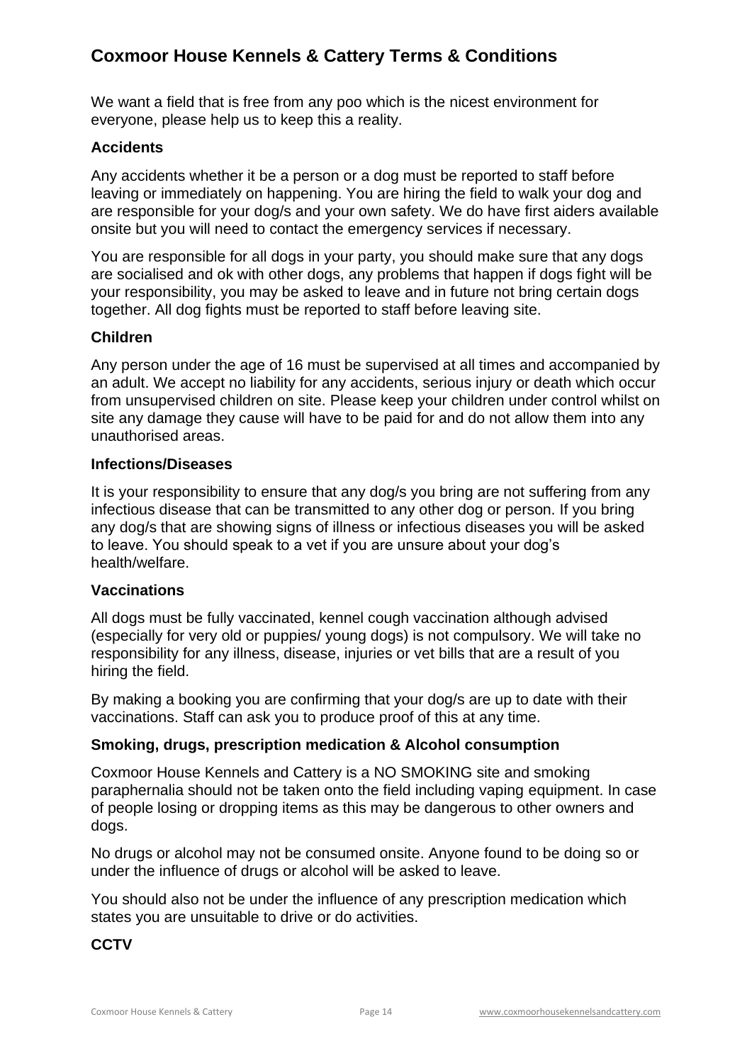## Coxmoor House Kennels & Cattery Terms & Conditions

We want a field that is free from any poo which is the nicest environment for everyone, please help us to keep this a reality.

### Accidents

Any accidents whether it be a person or a dog must be reported to staff before leaving or immediately on happening. You are hiring the field to walk your dog and are responsible for your dog/s and your own safety. We do have first aiders available onsite but you will need to contact the emergency services if necessary.

You are responsible for all dogs in your party, you should make sure that any dogs are socialised and ok with other dogs, any problems that happen if dogs fight will be your responsibility, you may be asked to leave and in future not bring certain dogs together. All dog fights must be reported to staff before leaving site.

### Children

Any person under the age of 16 must be supervised at all times and accompanied by an adult. We accept no liability for any accidents, serious injury or death which occur from unsupervised children on site. Please keep your children under control whilst on site any damage they cause will have to be paid for and do not allow them into any unauthorised areas.

### Infections/Diseases

It is your responsibility to ensure that any dog/s you bring are not suffering from any infectious disease that can be transmitted to any other dog or person. If you bring any dog/s that are showing signs of illness or infectious diseases you will be asked to leave. You should speak to a vet if you are unsure about your dog's health/welfare.

### Vaccinations

All dogs must be fully vaccinated, kennel cough vaccination although advised (especially for very old or puppies/ young dogs) is not compulsory. We will take no responsibility for any illness, disease, injuries or vet bills that are a result of you hiring the field.

By making a booking you are confirming that your dog/s are up to date with their vaccinations. Staff can ask you to produce proof of this at any time.

### Smoking, drugs, prescription medication & Alcohol consumption

Coxmoor House Kennels and Cattery is a NO SMOKING site and smoking paraphernalia should not be taken onto the field including vaping equipment. In case of people losing or dropping items as this may be dangerous to other owners and dogs.

No drugs or alcohol may not be consumed onsite. Anyone found to be doing so or under the influence of drugs or alcohol will be asked to leave.

You should also not be under the influence of any prescription medication which states you are unsuitable to drive or do activities.

### CCTV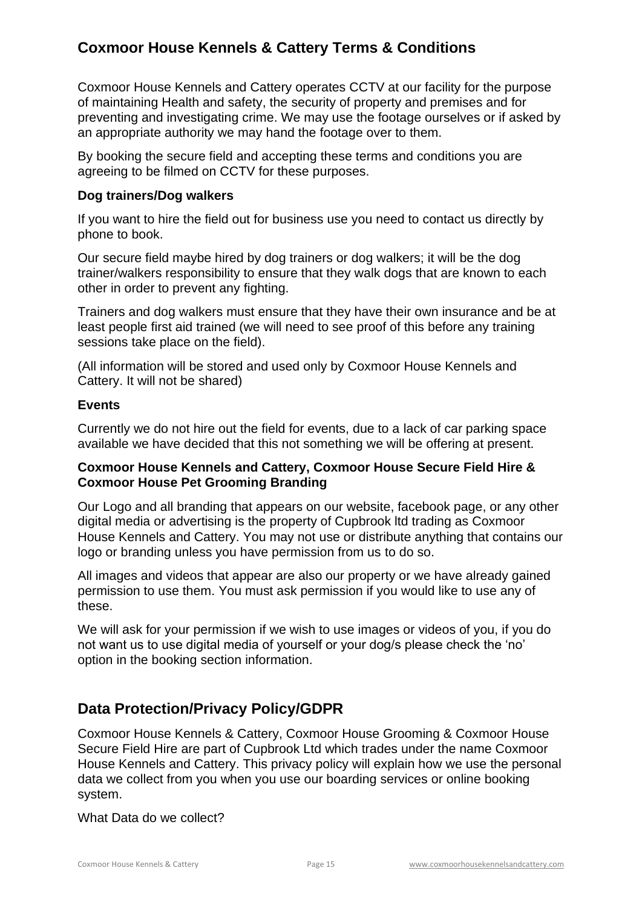## Coxmoor House Kennels & Cattery Terms & Conditions

Coxmoor House Kennels and Cattery operates CCTV at our facility for the purpose of maintaining Health and safety, the security of property and premises and for preventing and investigating crime. We may use the footage ourselves or if asked by an appropriate authority we may hand the footage over to them.

By booking the secure field and accepting these terms and conditions you are agreeing to be filmed on CCTV for these purposes.

**Dog trainers/Dog walkers**

If you want to hire the field out for business use you need to contact us directly by phone to book.

Our secure field maybe hired by dog trainers or dog walkers; it will be the dog trainer/walkers responsibility to ensure that they walk dogs that are known to each other in order to prevent any fighting.

Trainers and dog walkers must ensure that they have their own insurance and be at least people first aid trained (we will need to see proof of this before any training sessions take place on the field).

(All information will be stored and used only by Coxmoor House Kennels and Cattery. It will not be shared)

**Events**

Currently we do not hire out the field for events, due to a lack of car parking space available we have decided that this not something we will be offering at present.

**Coxmoor House Kennels and Cattery, Coxmoor House Secure Field Hire & Coxmoor House Pet Grooming Branding**

Our Logo and all branding that appears on our website, facebook page, or any other digital media or advertising is the property of Cupbrook ltd trading as Coxmoor House Kennels and Cattery. You may not use or distribute anything that contains our logo or branding unless you have permission from us to do so.

All images and videos that appear are also our property or we have already gained permission to use them. You must ask permission if you would like to use any of these.

We will ask for your permission if we wish to use images or videos of you, if you do not want us to use digital media of yourself or your dog/s please check the 'no' option in the booking section information.

## Data Protection/Privacy Policy/GDPR

Coxmoor House Kennels & Cattery, Coxmoor House Grooming & Coxmoor House Secure Field Hire are part of Cupbrook Ltd which trades under the name Coxmoor House Kennels and Cattery. This privacy policy will explain how we use the personal data we collect from you when you use our boarding services or online booking system.

What Data do we collect?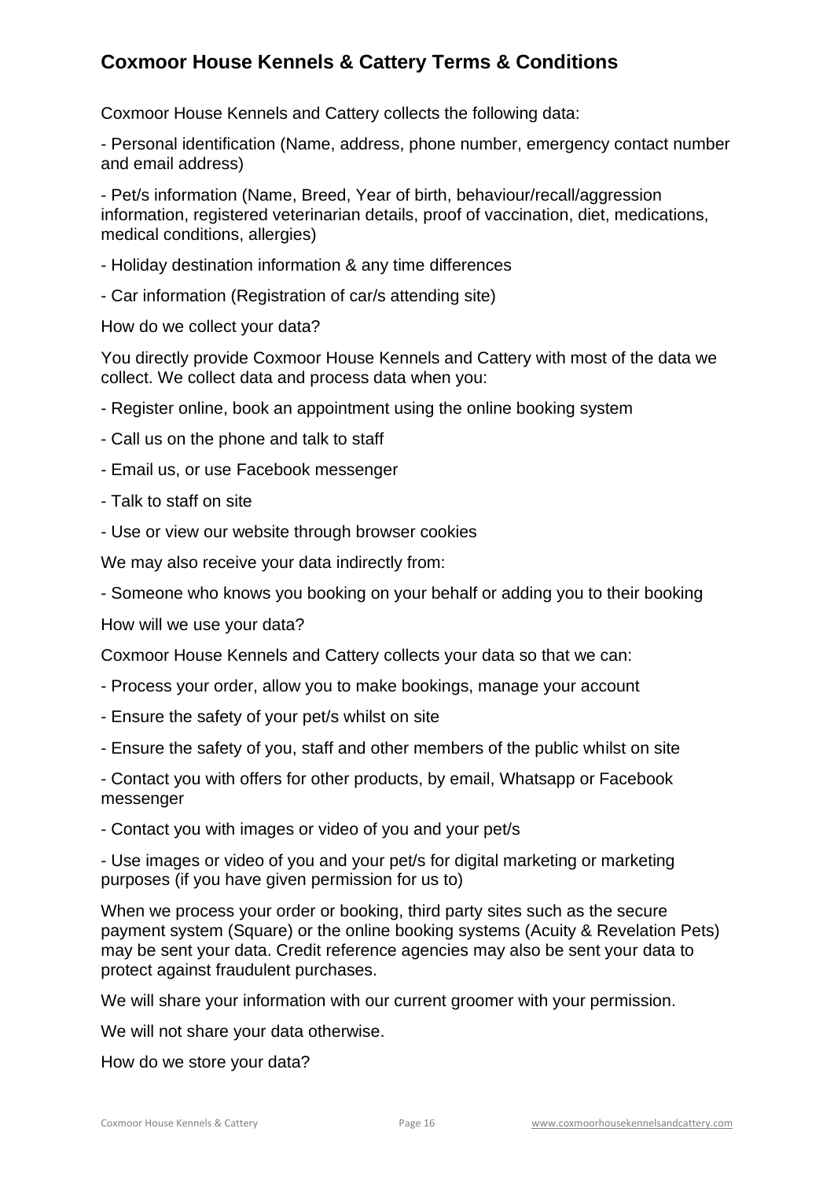## Coxmoor House Kennels & Cattery Terms & Conditions

Coxmoor House Kennels and Cattery collects the following data:

- Personal identification (Name, address, phone number, emergency contact number and email address)

- Pet/s information (Name, Breed, Year of birth, behaviour/recall/aggression information, registered veterinarian details, proof of vaccination, diet, medications, medical conditions, allergies)

- Holiday destination information & any time differences

- Car information (Registration of car/s attending site)

How do we collect your data?

You directly provide Coxmoor House Kennels and Cattery with most of the data we collect. We collect data and process data when you:

- Register online, book an appointment using the online booking system

- Call us on the phone and talk to staff

- Email us, or use Facebook messenger

- Talk to staff on site

- Use or view our website through browser cookies

We may also receive your data indirectly from:

- Someone who knows you booking on your behalf or adding you to their booking

How will we use your data?

Coxmoor House Kennels and Cattery collects your data so that we can:

- Process your order, allow you to make bookings, manage your account

- Ensure the safety of your pet/s whilst on site

- Ensure the safety of you, staff and other members of the public whilst on site

- Contact you with offers for other products, by email, Whatsapp or Facebook messenger

- Contact you with images or video of you and your pet/s

- Use images or video of you and your pet/s for digital marketing or marketing purposes (if you have given permission for us to)

When we process your order or booking, third party sites such as the secure payment system (Square) or the online booking systems (Acuity & Revelation Pets) may be sent your data. Credit reference agencies may also be sent your data to protect against fraudulent purchases.

We will share your information with our current groomer with your permission.

We will not share your data otherwise.

How do we store your data?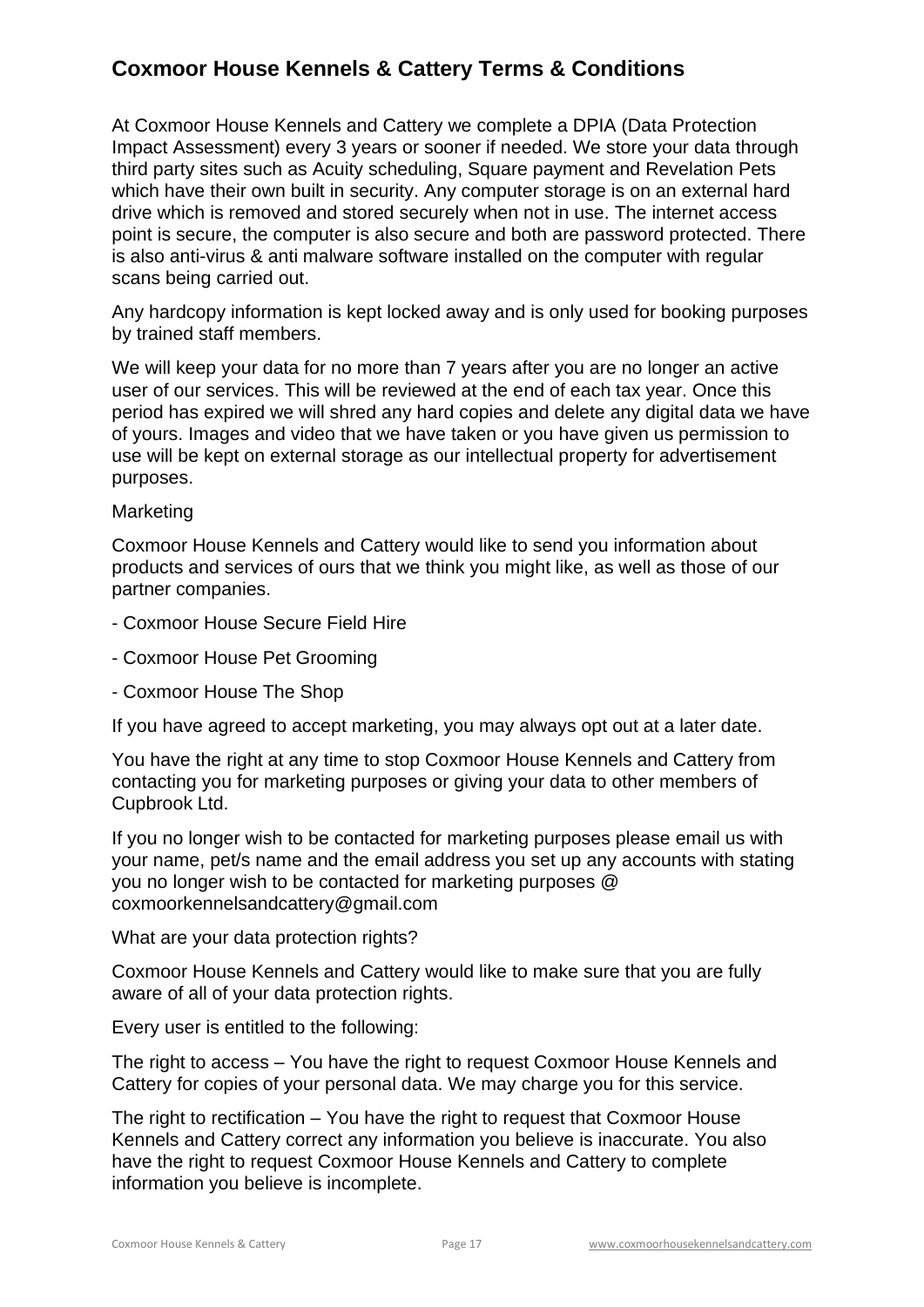## Coxmoor House Kennels & Cattery Terms & Conditions

At Coxmoor House Kennels and Cattery we complete a DPIA (Data Protection Impact Assessment) every 3 years or sooner if needed. We store your data through third party sites such as Acuity scheduling, Square payment and Revelation Pets which have their own built in security. Any computer storage is on an external hard drive which is removed and stored securely when not in use. The internet access point is secure, the computer is also secure and both are password protected. There is also anti-virus & anti malware software installed on the computer with regular scans being carried out.

Any hardcopy information is kept locked away and is only used for booking purposes by trained staff members.

We will keep your data for no more than 7 years after you are no longer an active user of our services. This will be reviewed at the end of each tax year. Once this period has expired we will shred any hard copies and delete any digital data we have of yours. Images and video that we have taken or you have given us permission to use will be kept on external storage as our intellectual property for advertisement purposes.

Marketing

Coxmoor House Kennels and Cattery would like to send you information about products and services of ours that we think you might like, as well as those of our partner companies.

- Coxmoor House Secure Field Hire
- Coxmoor House Pet Grooming
- Coxmoor House The Shop

If you have agreed to accept marketing, you may always opt out at a later date.

You have the right at any time to stop Coxmoor House Kennels and Cattery from contacting you for marketing purposes or giving your data to other members of Cupbrook Ltd.

If you no longer wish to be contacted for marketing purposes please email us with your name, pet/s name and the email address you set up any accounts with stating you no longer wish to be contacted for marketing purposes @ coxmoorkennelsandcattery@gmail.com

What are your data protection rights?

Coxmoor House Kennels and Cattery would like to make sure that you are fully aware of all of your data protection rights.

Every user is entitled to the following:

The right to access – You have the right to request Coxmoor House Kennels and Cattery for copies of your personal data. We may charge you for this service.

The right to rectification – You have the right to request that Coxmoor House Kennels and Cattery correct any information you believe is inaccurate. You also have the right to request Coxmoor House Kennels and Cattery to complete information you believe is incomplete.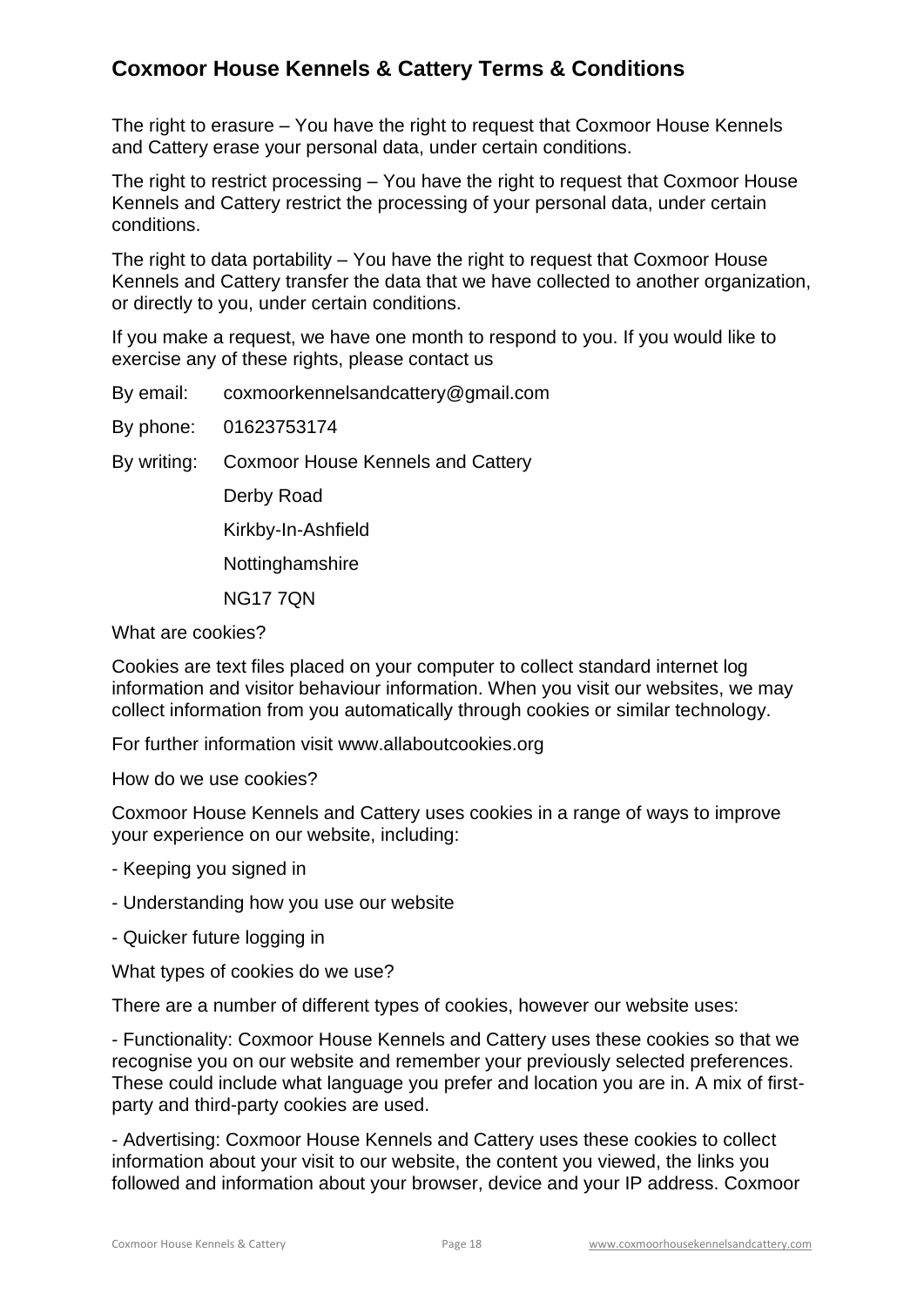## Coxmoor House Kennels & Cattery Terms & Conditions

The right to erasure – You have the right to request that Coxmoor House Kennels and Cattery erase your personal data, under certain conditions.

The right to restrict processing – You have the right to request that Coxmoor House Kennels and Cattery restrict the processing of your personal data, under certain conditions.

The right to data portability – You have the right to request that Coxmoor House Kennels and Cattery transfer the data that we have collected to another organization, or directly to you, under certain conditions.

If you make a request, we have one month to respond to you. If you would like to exercise any of these rights, please contact us

By email: coxmoorkennelsandcattery@gmail.com

By phone: 01623753174

By writing: Coxmoor House Kennels and Cattery
Derby Road
Kirkby-In-Ashfield
Nottinghamshire
NG17 7QN

What are cookies?

Cookies are text files placed on your computer to collect standard internet log information and visitor behaviour information. When you visit our websites, we may collect information from you automatically through cookies or similar technology.

For further information visit www.allaboutcookies.org

How do we use cookies?

Coxmoor House Kennels and Cattery uses cookies in a range of ways to improve your experience on our website, including:

- Keeping you signed in
- Understanding how you use our website
- Quicker future logging in

What types of cookies do we use?

There are a number of different types of cookies, however our website uses:

- Functionality: Coxmoor House Kennels and Cattery uses these cookies so that we recognise you on our website and remember your previously selected preferences. These could include what language you prefer and location you are in. A mix of first-party and third-party cookies are used.

- Advertising: Coxmoor House Kennels and Cattery uses these cookies to collect information about your visit to our website, the content you viewed, the links you followed and information about your browser, device and your IP address. Coxmoor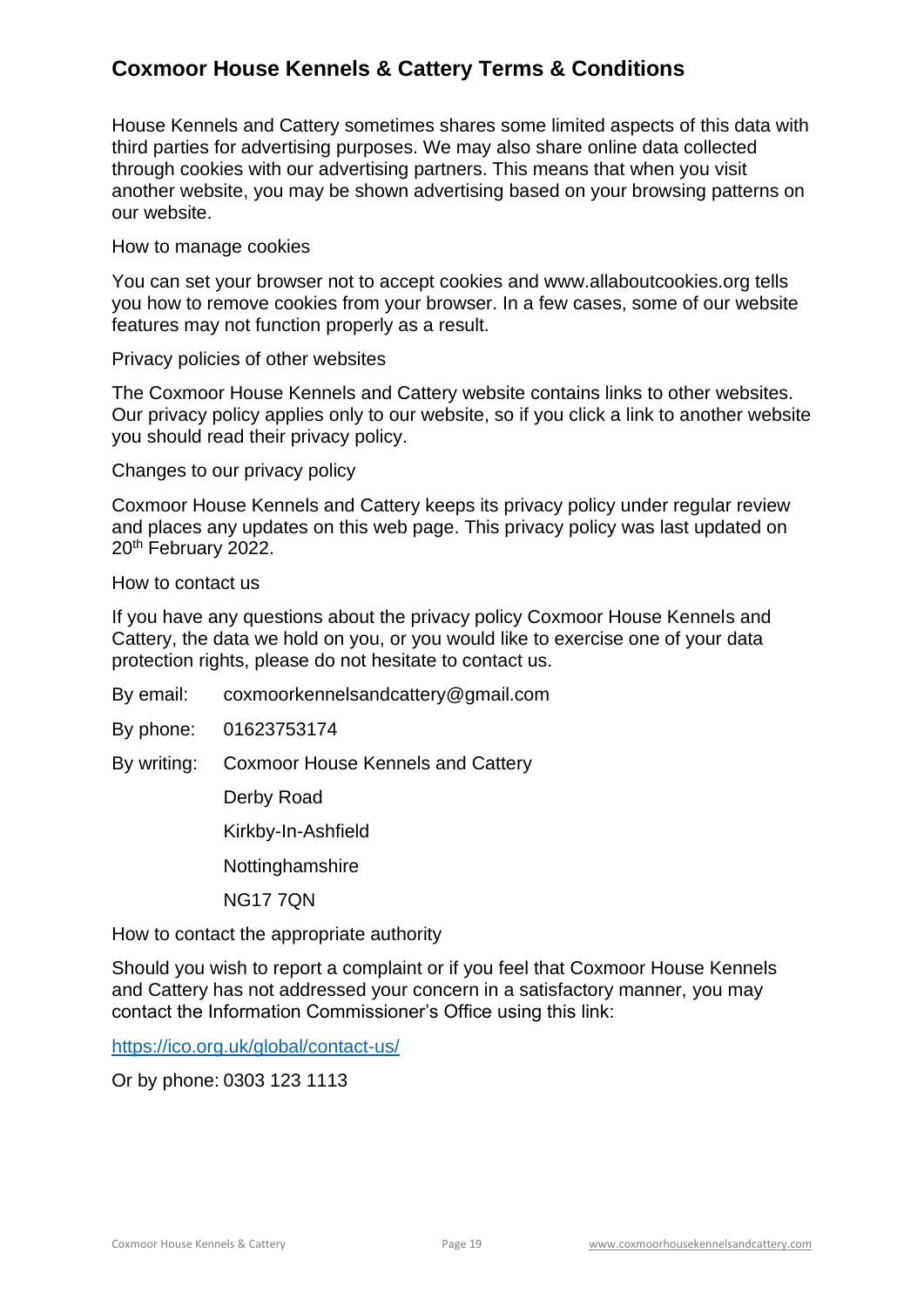# Coxmoor House Kennels & Cattery Terms & Conditions

House Kennels and Cattery sometimes shares some limited aspects of this data with third parties for advertising purposes. We may also share online data collected through cookies with our advertising partners. This means that when you visit another website, you may be shown advertising based on your browsing patterns on our website.

How to manage cookies

You can set your browser not to accept cookies and www.allaboutcookies.org tells you how to remove cookies from your browser. In a few cases, some of our website features may not function properly as a result.

Privacy policies of other websites

The Coxmoor House Kennels and Cattery website contains links to other websites. Our privacy policy applies only to our website, so if you click a link to another website you should read their privacy policy.

Changes to our privacy policy

Coxmoor House Kennels and Cattery keeps its privacy policy under regular review and places any updates on this web page. This privacy policy was last updated on 20th February 2022.

How to contact us

If you have any questions about the privacy policy Coxmoor House Kennels and Cattery, the data we hold on you, or you would like to exercise one of your data protection rights, please do not hesitate to contact us.

By email: coxmoorkennelsandcattery@gmail.com

By phone: 01623753174

By writing: Coxmoor House Kennels and Cattery  
Derby Road  
Kirkby-In-Ashfield  
Nottinghamshire  
NG17 7QN

How to contact the appropriate authority

Should you wish to report a complaint or if you feel that Coxmoor House Kennels and Cattery has not addressed your concern in a satisfactory manner, you may contact the Information Commissioner's Office using this link:

https://ico.org.uk/global/contact-us/

Or by phone: 0303 123 1113